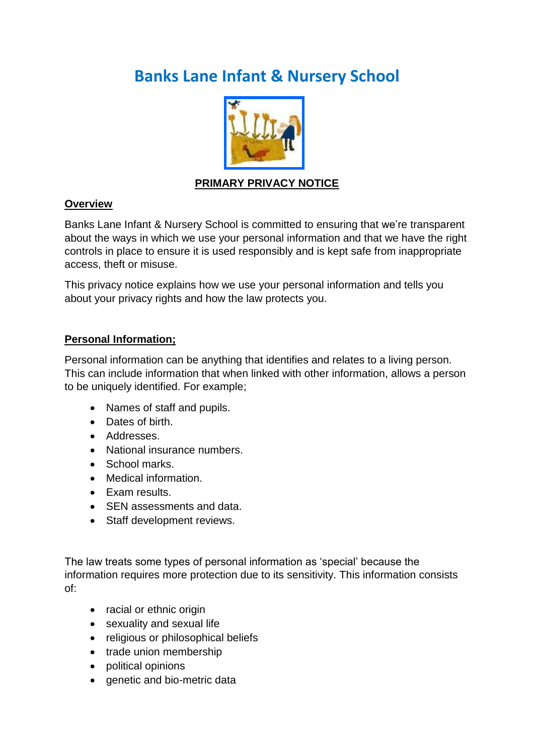# Banks Lane Infant & Nursery School

**PRIMARY PRIVACY NOTICE**

## Overview

Banks Lane Infant & Nursery School is committed to ensuring that we're transparent about the ways in which we use your personal information and that we have the right controls in place to ensure it is used responsibly and is kept safe from inappropriate access, theft or misuse.

This privacy notice explains how we use your personal information and tells you about your privacy rights and how the law protects you.

## Personal Information;

Personal information can be anything that identifies and relates to a living person. This can include information that when linked with other information, allows a person to be uniquely identified. For example;

- Names of staff and pupils.
- Dates of birth.
- Addresses.
- National insurance numbers.
- School marks.
- Medical information.
- Exam results.
- SEN assessments and data.
- Staff development reviews.

The law treats some types of personal information as 'special' because the information requires more protection due to its sensitivity. This information consists of:

- racial or ethnic origin
- sexuality and sexual life
- religious or philosophical beliefs
- trade union membership
- political opinions
- genetic and bio-metric data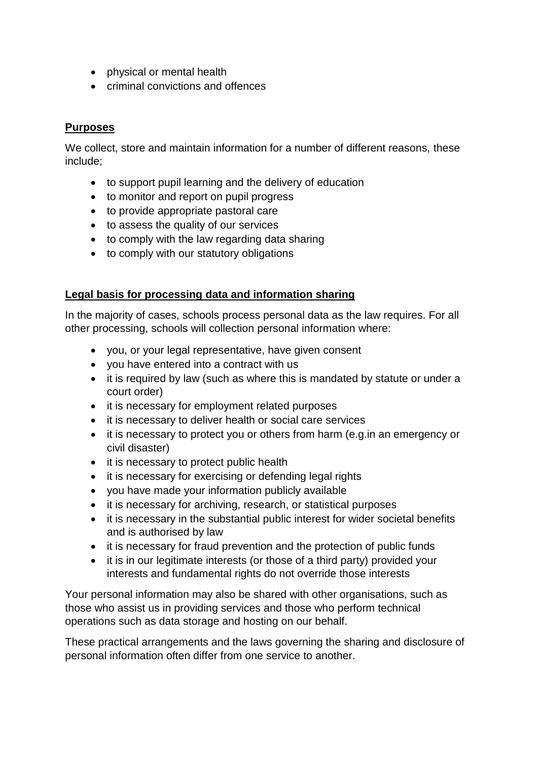- physical or mental health
- criminal convictions and offences

**Purposes**

We collect, store and maintain information for a number of different reasons, these include;

- to support pupil learning and the delivery of education
- to monitor and report on pupil progress
- to provide appropriate pastoral care
- to assess the quality of our services
- to comply with the law regarding data sharing
- to comply with our statutory obligations

**Legal basis for processing data and information sharing**

In the majority of cases, schools process personal data as the law requires. For all other processing, schools will collection personal information where:

- you, or your legal representative, have given consent
- you have entered into a contract with us
- it is required by law (such as where this is mandated by statute or under a court order)
- it is necessary for employment related purposes
- it is necessary to deliver health or social care services
- it is necessary to protect you or others from harm (e.g.in an emergency or civil disaster)
- it is necessary to protect public health
- it is necessary for exercising or defending legal rights
- you have made your information publicly available
- it is necessary for archiving, research, or statistical purposes
- it is necessary in the substantial public interest for wider societal benefits and is authorised by law
- it is necessary for fraud prevention and the protection of public funds
- it is in our legitimate interests (or those of a third party) provided your interests and fundamental rights do not override those interests

Your personal information may also be shared with other organisations, such as those who assist us in providing services and those who perform technical operations such as data storage and hosting on our behalf.

These practical arrangements and the laws governing the sharing and disclosure of personal information often differ from one service to another.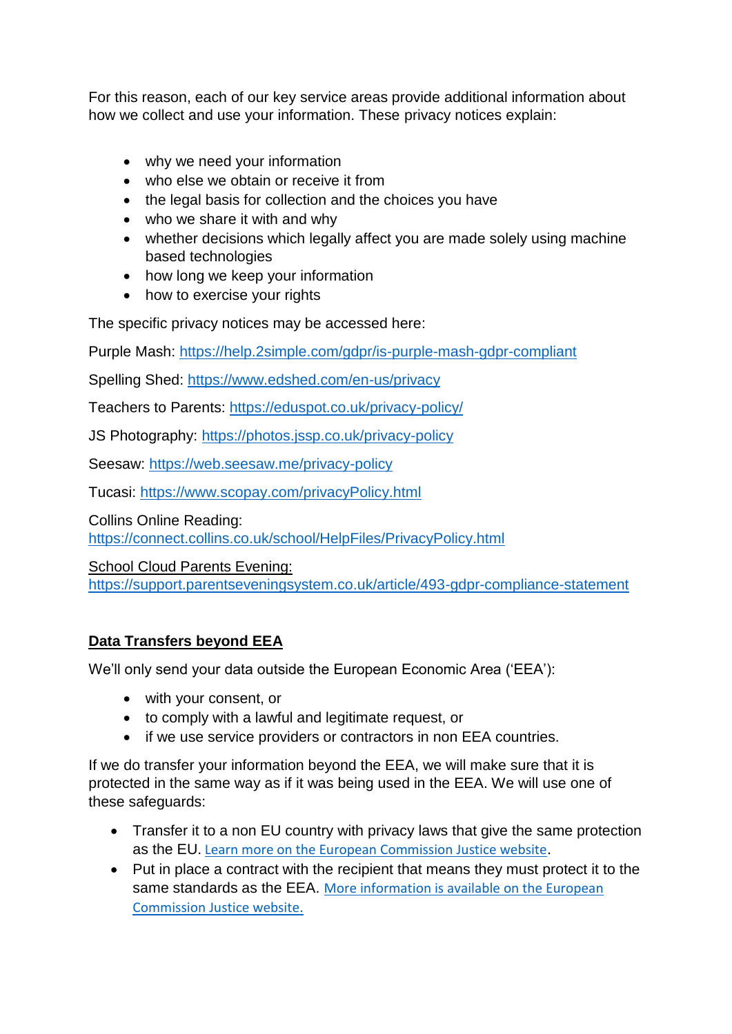For this reason, each of our key service areas provide additional information about how we collect and use your information. These privacy notices explain:

- why we need your information
- who else we obtain or receive it from
- the legal basis for collection and the choices you have
- who we share it with and why
- whether decisions which legally affect you are made solely using machine based technologies
- how long we keep your information
- how to exercise your rights

The specific privacy notices may be accessed here:

Purple Mash: [https://help.2simple.com/gdpr/is-purple-mash-gdpr-compliant](https://help.2simple.com/gdpr/is-purple-mash-gdpr-compliant)

Spelling Shed: [https://www.edshed.com/en-us/privacy](https://www.edshed.com/en-us/privacy)

Teachers to Parents: [https://eduspot.co.uk/privacy-policy/](https://eduspot.co.uk/privacy-policy/)

JS Photography: [https://photos.jssp.co.uk/privacy-policy](https://photos.jssp.co.uk/privacy-policy)

Seesaw: [https://web.seesaw.me/privacy-policy](https://web.seesaw.me/privacy-policy)

Tucasi: [https://www.scopay.com/privacyPolicy.html](https://www.scopay.com/privacyPolicy.html)

Collins Online Reading:
[https://connect.collins.co.uk/school/HelpFiles/PrivacyPolicy.html](https://connect.collins.co.uk/school/HelpFiles/PrivacyPolicy.html)

School Cloud Parents Evening:
[https://support.parentseveningsystem.co.uk/article/493-gdpr-compliance-statement](https://support.parentseveningsystem.co.uk/article/493-gdpr-compliance-statement)

## Data Transfers beyond EEA

We'll only send your data outside the European Economic Area ('EEA'):

- with your consent, or
- to comply with a lawful and legitimate request, or
- if we use service providers or contractors in non EEA countries.

If we do transfer your information beyond the EEA, we will make sure that it is protected in the same way as if it was being used in the EEA. We will use one of these safeguards:

- Transfer it to a non EU country with privacy laws that give the same protection as the EU. Learn more on the European Commission Justice website.
- Put in place a contract with the recipient that means they must protect it to the same standards as the EEA. More information is available on the European Commission Justice website.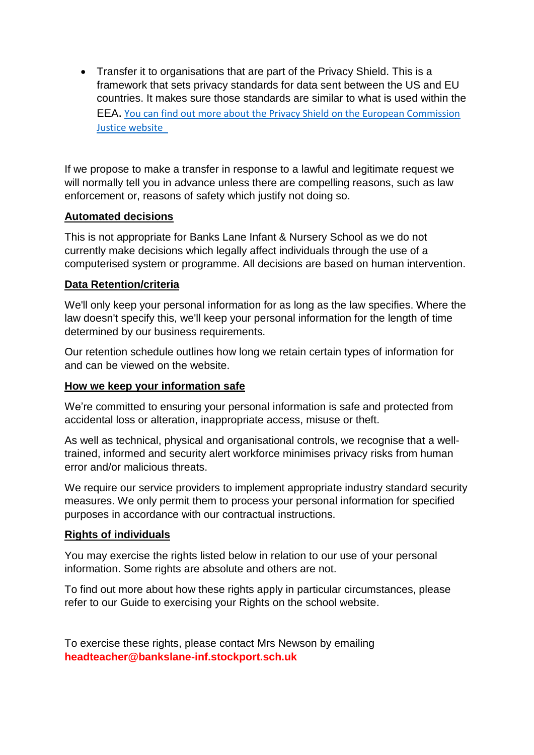- Transfer it to organisations that are part of the Privacy Shield. This is a framework that sets privacy standards for data sent between the US and EU countries. It makes sure those standards are similar to what is used within the EEA. You can find out more about the Privacy Shield on the European Commission Justice website

If we propose to make a transfer in response to a lawful and legitimate request we will normally tell you in advance unless there are compelling reasons, such as law enforcement or, reasons of safety which justify not doing so.

## Automated decisions

This is not appropriate for Banks Lane Infant & Nursery School as we do not currently make decisions which legally affect individuals through the use of a computerised system or programme. All decisions are based on human intervention.

## Data Retention/criteria

We'll only keep your personal information for as long as the law specifies. Where the law doesn't specify this, we'll keep your personal information for the length of time determined by our business requirements.

Our retention schedule outlines how long we retain certain types of information for and can be viewed on the website.

## How we keep your information safe

We're committed to ensuring your personal information is safe and protected from accidental loss or alteration, inappropriate access, misuse or theft.

As well as technical, physical and organisational controls, we recognise that a well-trained, informed and security alert workforce minimises privacy risks from human error and/or malicious threats.

We require our service providers to implement appropriate industry standard security measures. We only permit them to process your personal information for specified purposes in accordance with our contractual instructions.

## Rights of individuals

You may exercise the rights listed below in relation to our use of your personal information. Some rights are absolute and others are not.

To find out more about how these rights apply in particular circumstances, please refer to our Guide to exercising your Rights on the school website.

To exercise these rights, please contact Mrs Newson by emailing **headteacher@bankslane-inf.stockport.sch.uk**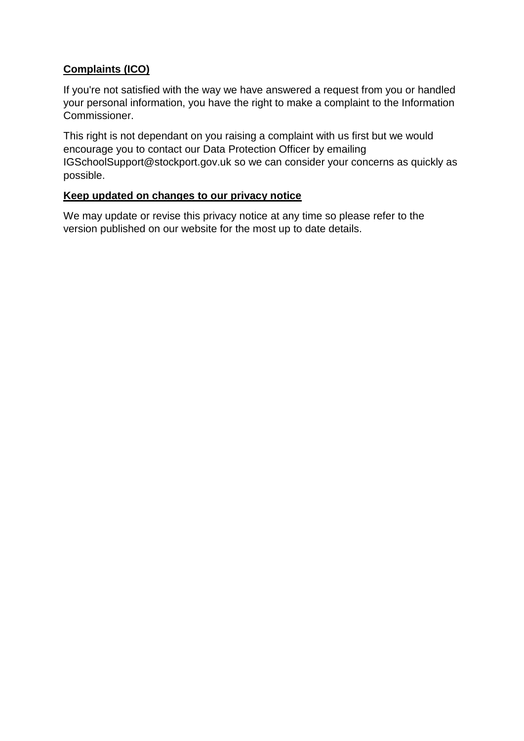**Complaints (ICO)**

If you're not satisfied with the way we have answered a request from you or handled your personal information, you have the right to make a complaint to the Information Commissioner.

This right is not dependant on you raising a complaint with us first but we would encourage you to contact our Data Protection Officer by emailing IGSchoolSupport@stockport.gov.uk so we can consider your concerns as quickly as possible.

**Keep updated on changes to our privacy notice**

We may update or revise this privacy notice at any time so please refer to the version published on our website for the most up to date details.